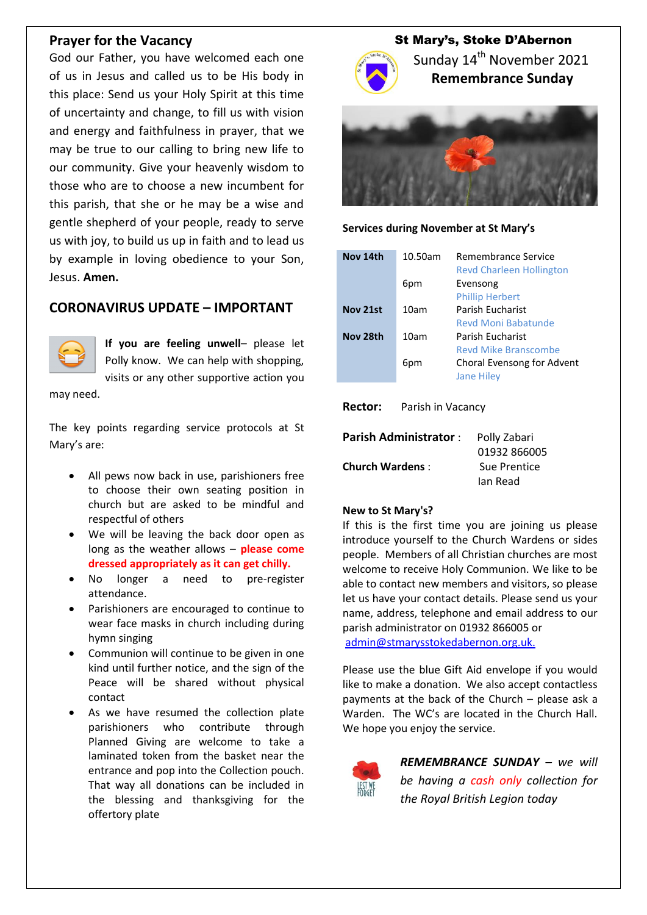## Prayer for the Vacancy

God our Father, you have welcomed each one of us in Jesus and called us to be His body in this place: Send us your Holy Spirit at this time of uncertainty and change, to fill us with vision and energy and faithfulness in prayer, that we may be true to our calling to bring new life to our community. Give your heavenly wisdom to those who are to choose a new incumbent for this parish, that she or he may be a wise and gentle shepherd of your people, ready to serve us with joy, to build us up in faith and to lead us by example in loving obedience to your Son, Jesus. **Amen.**

## CORONAVIRUS UPDATE – IMPORTANT

**If you are feeling unwell**– please let Polly know. We can help with shopping, visits or any other supportive action you may need.

The key points regarding service protocols at St Mary's are:

- All pews now back in use, parishioners free to choose their own seating position in church but are asked to be mindful and respectful of others
- We will be leaving the back door open as long as the weather allows – **please come dressed appropriately as it can get chilly.**
- No longer a need to pre-register attendance.
- Parishioners are encouraged to continue to wear face masks in church including during hymn singing
- Communion will continue to be given in one kind until further notice, and the sign of the Peace will be shared without physical contact
- As we have resumed the collection plate parishioners who contribute through Planned Giving are welcome to take a laminated token from the basket near the entrance and pop into the Collection pouch. That way all donations can be included in the blessing and thanksgiving for the offertory plate

# St Mary's, Stoke D'Abernon

Sunday 14th November 2021

**Remembrance Sunday**

### Services during November at St Mary's

| | | |
|---|---|---|
| **Nov 14th** | 10.50am | Remembrance Service<br>Revd Charleen Hollington |
| | 6pm | Evensong<br>Phillip Herbert |
| **Nov 21st** | 10am | Parish Eucharist<br>Revd Moni Babatunde |
| **Nov 28th** | 10am | Parish Eucharist<br>Revd Mike Branscombe |
| | 6pm | Choral Evensong for Advent<br>Jane Hiley |

**Rector:** Parish in Vacancy

**Parish Administrator** : Polly Zabari, 01932 866005

**Church Wardens** : Sue Prentice, Ian Read

**New to St Mary's?**

If this is the first time you are joining us please introduce yourself to the Church Wardens or sides people. Members of all Christian churches are most welcome to receive Holy Communion. We like to be able to contact new members and visitors, so please let us have your contact details. Please send us your name, address, telephone and email address to our parish administrator on 01932 866005 or admin@stmarysstokedabernon.org.uk.

Please use the blue Gift Aid envelope if you would like to make a donation. We also accept contactless payments at the back of the Church – please ask a Warden. The WC's are located in the Church Hall. We hope you enjoy the service.

***REMEMBRANCE SUNDAY** – we will be having a cash only collection for the Royal British Legion today*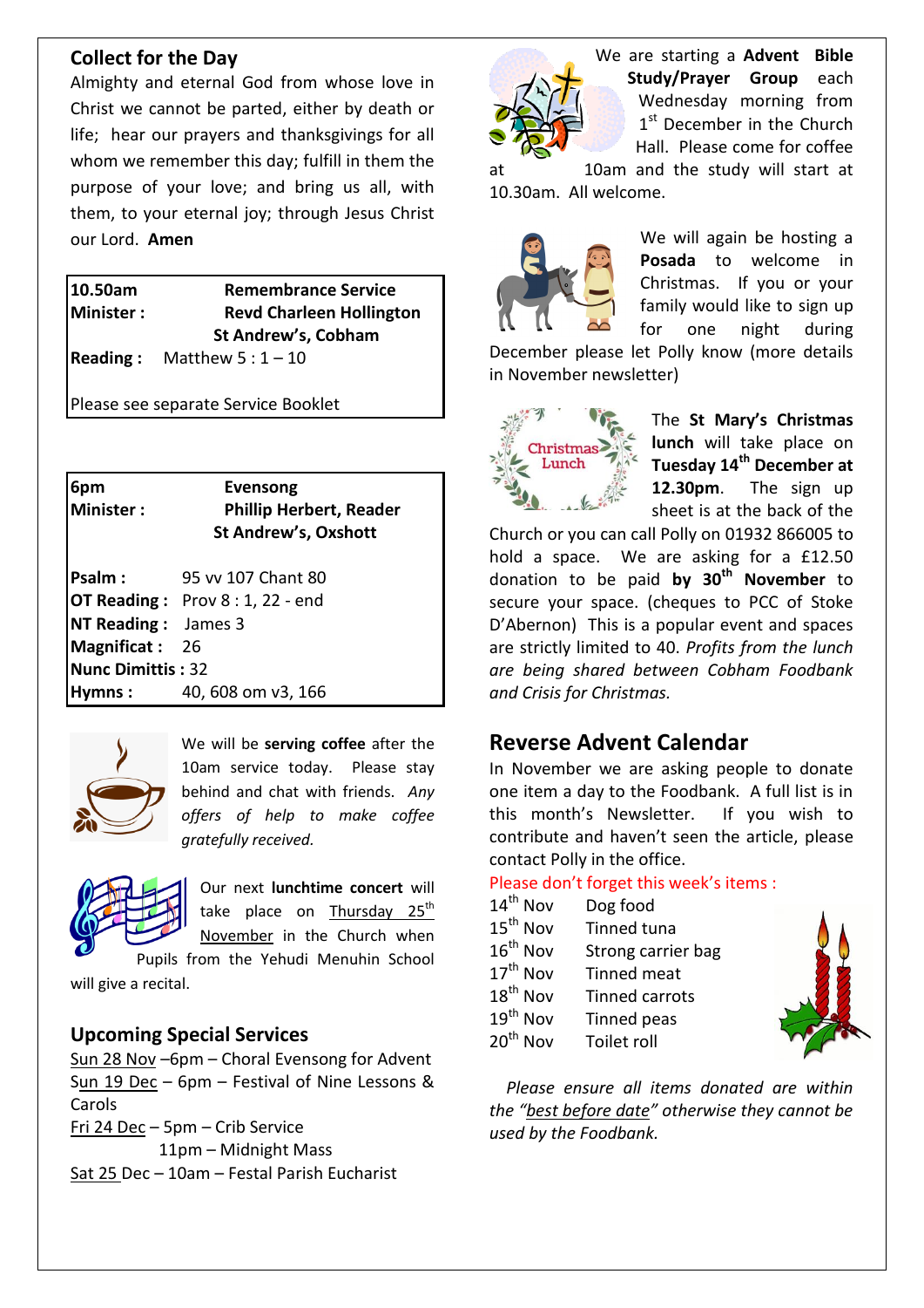## Collect for the Day

Almighty and eternal God from whose love in Christ we cannot be parted, either by death or life; hear our prayers and thanksgivings for all whom we remember this day; fulfill in them the purpose of your love; and bring us all, with them, to your eternal joy; through Jesus Christ our Lord. **Amen**

| | |
|---|---|
| **10.50am** | **Remembrance Service** |
| **Minister :** | **Revd Charleen Hollington** |
| | **St Andrew's, Cobham** |
| **Reading :** | Matthew 5 : 1 – 10 |
| Please see separate Service Booklet | |

| | |
|---|---|
| **6pm** | **Evensong** |
| **Minister :** | **Phillip Herbert, Reader** |
| | **St Andrew's, Oxshott** |
| **Psalm :** | 95 vv 107 Chant 80 |
| **OT Reading :** | Prov 8 : 1, 22 - end |
| **NT Reading :** | James 3 |
| **Magnificat :** | 26 |
| **Nunc Dimittis :** | 32 |
| **Hymns :** | 40, 608 om v3, 166 |

We will be **serving coffee** after the 10am service today. Please stay behind and chat with friends. *Any offers of help to make coffee gratefully received.*

Our next **lunchtime concert** will take place on Thursday 25th November in the Church when Pupils from the Yehudi Menuhin School will give a recital.

## Upcoming Special Services

Sun 28 Nov –6pm – Choral Evensong for Advent
Sun 19 Dec – 6pm – Festival of Nine Lessons & Carols
Fri 24 Dec – 5pm – Crib Service
11pm – Midnight Mass
Sat 25 Dec – 10am – Festal Parish Eucharist

We are starting a **Advent Bible Study/Prayer Group** each Wednesday morning from 1st December in the Church Hall. Please come for coffee at 10am and the study will start at 10.30am. All welcome.

We will again be hosting a **Posada** to welcome in Christmas. If you or your family would like to sign up for one night during December please let Polly know (more details in November newsletter)

The **St Mary's Christmas lunch** will take place on **Tuesday 14th December at 12.30pm**. The sign up sheet is at the back of the Church or you can call Polly on 01932 866005 to hold a space. We are asking for a £12.50 donation to be paid **by 30th November** to secure your space. (cheques to PCC of Stoke D'Abernon) This is a popular event and spaces are strictly limited to 40. *Profits from the lunch are being shared between Cobham Foodbank and Crisis for Christmas.*

## Reverse Advent Calendar

In November we are asking people to donate one item a day to the Foodbank. A full list is in this month's Newsletter. If you wish to contribute and haven't seen the article, please contact Polly in the office.

Please don't forget this week's items :

| | |
|---|---|
| 14th Nov | Dog food |
| 15th Nov | Tinned tuna |
| 16th Nov | Strong carrier bag |
| 17th Nov | Tinned meat |
| 18th Nov | Tinned carrots |
| 19th Nov | Tinned peas |
| 20th Nov | Toilet roll |

*Please ensure all items donated are within the "best before date" otherwise they cannot be used by the Foodbank.*